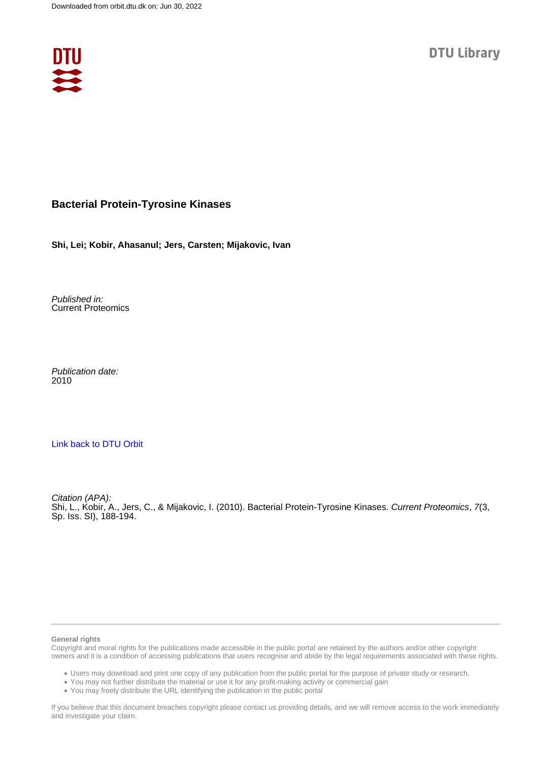Downloaded from orbit.dtu.dk on: Jun 30, 2022

DTU Library

# Bacterial Protein-Tyrosine Kinases

**Shi, Lei; Kobir, Ahasanul; Jers, Carsten; Mijakovic, Ivan**

*Published in:*
Current Proteomics

*Publication date:*
2010

Link back to DTU Orbit

*Citation (APA):*
Shi, L., Kobir, A., Jers, C., & Mijakovic, I. (2010). Bacterial Protein-Tyrosine Kinases. *Current Proteomics*, *7*(3, Sp. Iss. SI), 188-194.

**General rights**

Copyright and moral rights for the publications made accessible in the public portal are retained by the authors and/or other copyright owners and it is a condition of accessing publications that users recognise and abide by the legal requirements associated with these rights.

- Users may download and print one copy of any publication from the public portal for the purpose of private study or research.
- You may not further distribute the material or use it for any profit-making activity or commercial gain
- You may freely distribute the URL identifying the publication in the public portal

If you believe that this document breaches copyright please contact us providing details, and we will remove access to the work immediately and investigate your claim.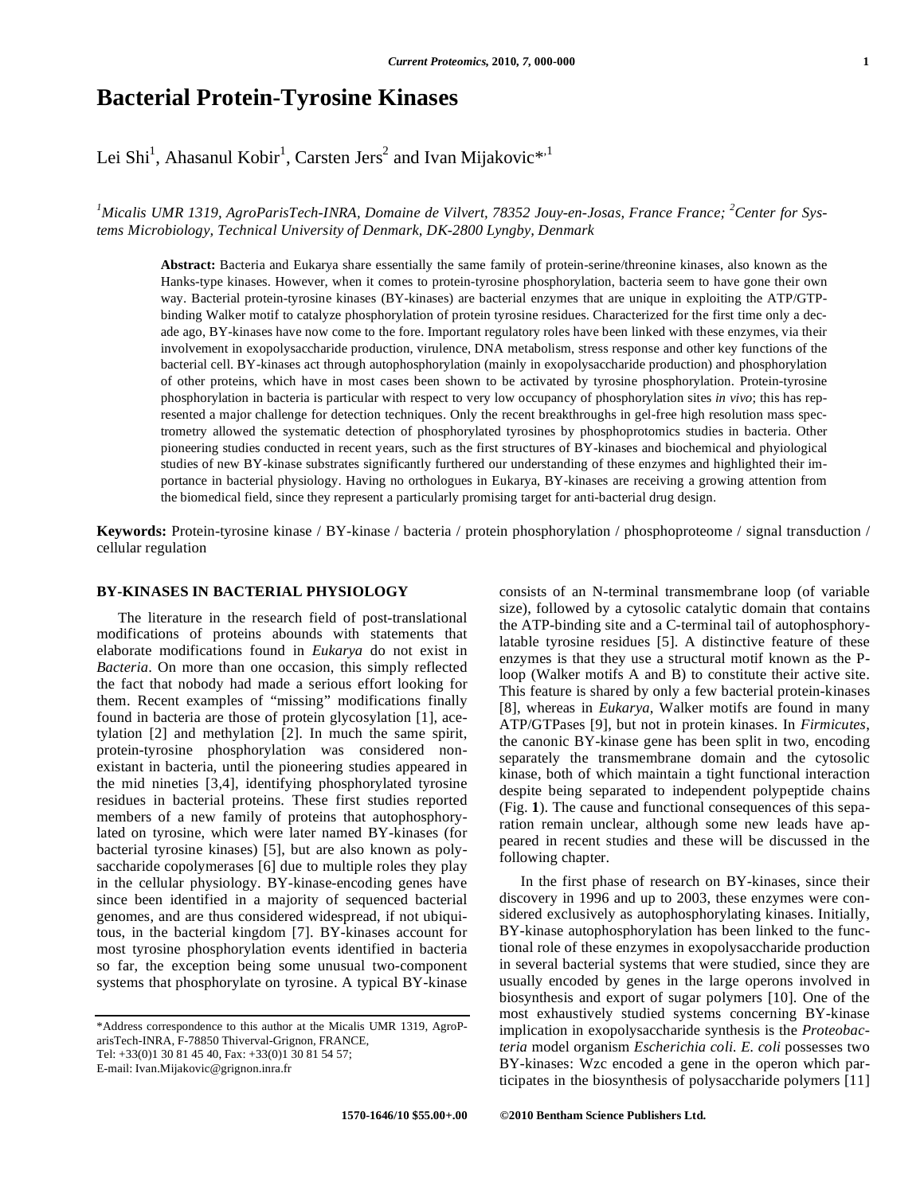# Bacterial Protein-Tyrosine Kinases

Lei Shi[1], Ahasanul Kobir[1], Carsten Jers[2] and Ivan Mijakovic*[,1]

[1]*Micalis UMR 1319, AgroParisTech-INRA, Domaine de Vilvert, 78352 Jouy-en-Josas, France France;* [2]*Center for Systems Microbiology, Technical University of Denmark, DK-2800 Lyngby, Denmark*

**Abstract:** Bacteria and Eukarya share essentially the same family of protein-serine/threonine kinases, also known as the Hanks-type kinases. However, when it comes to protein-tyrosine phosphorylation, bacteria seem to have gone their own way. Bacterial protein-tyrosine kinases (BY-kinases) are bacterial enzymes that are unique in exploiting the ATP/GTP-binding Walker motif to catalyze phosphorylation of protein tyrosine residues. Characterized for the first time only a decade ago, BY-kinases have now come to the fore. Important regulatory roles have been linked with these enzymes, via their involvement in exopolysaccharide production, virulence, DNA metabolism, stress response and other key functions of the bacterial cell. BY-kinases act through autophosphorylation (mainly in exopolysaccharide production) and phosphorylation of other proteins, which have in most cases been shown to be activated by tyrosine phosphorylation. Protein-tyrosine phosphorylation in bacteria is particular with respect to very low occupancy of phosphorylation sites *in vivo*; this has represented a major challenge for detection techniques. Only the recent breakthroughs in gel-free high resolution mass spectrometry allowed the systematic detection of phosphorylated tyrosines by phosphoproteomics studies in bacteria. Other pioneering studies conducted in recent years, such as the first structures of BY-kinases and biochemical and phyiological studies of new BY-kinase substrates significantly furthered our understanding of these enzymes and highlighted their importance in bacterial physiology. Having no orthologues in Eukarya, BY-kinases are receiving a growing attention from the biomedical field, since they represent a particularly promising target for anti-bacterial drug design.

**Keywords:** Protein-tyrosine kinase / BY-kinase / bacteria / protein phosphorylation / phosphoproteome / signal transduction / cellular regulation

## BY-KINASES IN BACTERIAL PHYSIOLOGY

The literature in the research field of post-translational modifications of proteins abounds with statements that elaborate modifications found in *Eukarya* do not exist in *Bacteria*. On more than one occasion, this simply reflected the fact that nobody had made a serious effort looking for them. Recent examples of "missing" modifications finally found in bacteria are those of protein glycosylation [1], acetylation [2] and methylation [2]. In much the same spirit, protein-tyrosine phosphorylation was considered non-existant in bacteria, until the pioneering studies appeared in the mid nineties [3,4], identifying phosphorylated tyrosine residues in bacterial proteins. These first studies reported members of a new family of proteins that autophosphorylated on tyrosine, which were later named BY-kinases (for bacterial tyrosine kinases) [5], but are also known as polysaccharide copolymerases [6] due to multiple roles they play in the cellular physiology. BY-kinase-encoding genes have since been identified in a majority of sequenced bacterial genomes, and are thus considered widespread, if not ubiquitous, in the bacterial kingdom [7]. BY-kinases account for most tyrosine phosphorylation events identified in bacteria so far, the exception being some unusual two-component systems that phosphorylate on tyrosine. A typical BY-kinase consists of an N-terminal transmembrane loop (of variable size), followed by a cytosolic catalytic domain that contains the ATP-binding site and a C-terminal tail of autophosphorylatable tyrosine residues [5]. A distinctive feature of these enzymes is that they use a structural motif known as the P-loop (Walker motifs A and B) to constitute their active site. This feature is shared by only a few bacterial protein-kinases [8], whereas in *Eukarya*, Walker motifs are found in many ATP/GTPases [9], but not in protein kinases. In *Firmicutes*, the canonic BY-kinase gene has been split in two, encoding separately the transmembrane domain and the cytosolic kinase, both of which maintain a tight functional interaction despite being separated to independent polypeptide chains (Fig. **1**). The cause and functional consequences of this separation remain unclear, although some new leads have appeared in recent studies and these will be discussed in the following chapter.

In the first phase of research on BY-kinases, since their discovery in 1996 and up to 2003, these enzymes were considered exclusively as autophosphorylating kinases. Initially, BY-kinase autophosphorylation has been linked to the functional role of these enzymes in exopolysaccharide production in several bacterial systems that were studied, since they are usually encoded by genes in the large operons involved in biosynthesis and export of sugar polymers [10]. One of the most exhaustively studied systems concerning BY-kinase implication in exopolysaccharide synthesis is the *Proteobacteria* model organism *Escherichia coli. E. coli* possesses two BY-kinases: Wzc encoded a gene in the operon which participates in the biosynthesis of polysaccharide polymers [11]

*Address correspondence to this author at the Micalis UMR 1319, AgroParisTech-INRA, F-78850 Thiverval-Grignon, FRANCE,
Tel: +33(0)1 30 81 45 40, Fax: +33(0)1 30 81 54 57;
E-mail: Ivan.Mijakovic@grignon.inra.fr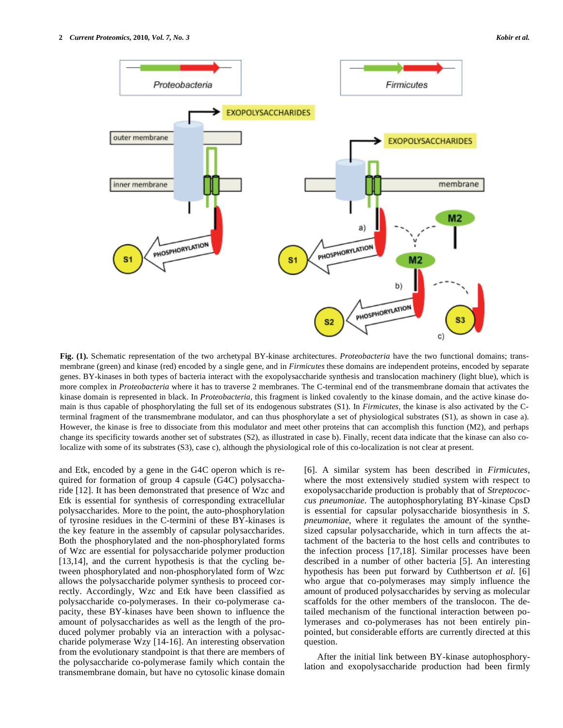**Fig. (1).** Schematic representation of the two archetypal BY-kinase architectures. *Proteobacteria* have the two functional domains; transmembrane (green) and kinase (red) encoded by a single gene, and in *Firmicutes* these domains are independent proteins, encoded by separate genes. BY-kinases in both types of bacteria interact with the exopolysaccharide synthesis and translocation machinery (light blue), which is more complex in *Proteobacteria* where it has to traverse 2 membranes. The C-terminal end of the transmembrane domain that activates the kinase domain is represented in black. In *Proteobacteria*, this fragment is linked covalently to the kinase domain, and the active kinase domain is thus capable of phosphorylating the full set of its endogenous substrates (S1). In *Firmicutes*, the kinase is also activated by the C-terminal fragment of the transmembrane modulator, and can thus phosphorylate a set of physiological substrates (S1), as shown in case a). However, the kinase is free to dissociate from this modulator and meet other proteins that can accomplish this function (M2), and perhaps change its specificity towards another set of substrates (S2), as illustrated in case b). Finally, recent data indicate that the kinase can also co-localize with some of its substrates (S3), case c), although the physiological role of this co-localization is not clear at present.

and Etk, encoded by a gene in the G4C operon which is required for formation of group 4 capsule (G4C) polysaccharide [12]. It has been demonstrated that presence of Wzc and Etk is essential for synthesis of corresponding extracellular polysaccharides. More to the point, the auto-phosphorylation of tyrosine residues in the C-termini of these BY-kinases is the key feature in the assembly of capsular polysaccharides. Both the phosphorylated and the non-phosphorylated forms of Wzc are essential for polysaccharide polymer production [13,14], and the current hypothesis is that the cycling between phosphorylated and non-phosphorylated form of Wzc allows the polysaccharide polymer synthesis to proceed correctly. Accordingly, Wzc and Etk have been classified as polysaccharide co-polymerases. In their co-polymerase capacity, these BY-kinases have been shown to influence the amount of polysaccharides as well as the length of the produced polymer probably via an interaction with a polysaccharide polymerase Wzy [14-16]. An interesting observation from the evolutionary standpoint is that there are members of the polysaccharide co-polymerase family which contain the transmembrane domain, but have no cytosolic kinase domain [6]. A similar system has been described in *Firmicutes*, where the most extensively studied system with respect to exopolysaccharide production is probably that of *Streptococcus pneumoniae*. The autophosphorylating BY-kinase CpsD is essential for capsular polysaccharide biosynthesis in *S. pneumoniae*, where it regulates the amount of the synthesized capsular polysaccharide, which in turn affects the attachment of the bacteria to the host cells and contributes to the infection process [17,18]. Similar processes have been described in a number of other bacteria [5]. An interesting hypothesis has been put forward by Cuthbertson *et al.* [6] who argue that co-polymerases may simply influence the amount of produced polysaccharides by serving as molecular scaffolds for the other members of the translocon. The detailed mechanism of the functional interaction between polymerases and co-polymerases has not been entirely pinpointed, but considerable efforts are currently directed at this question.

After the initial link between BY-kinase autophosphorylation and exopolysaccharide production had been firmly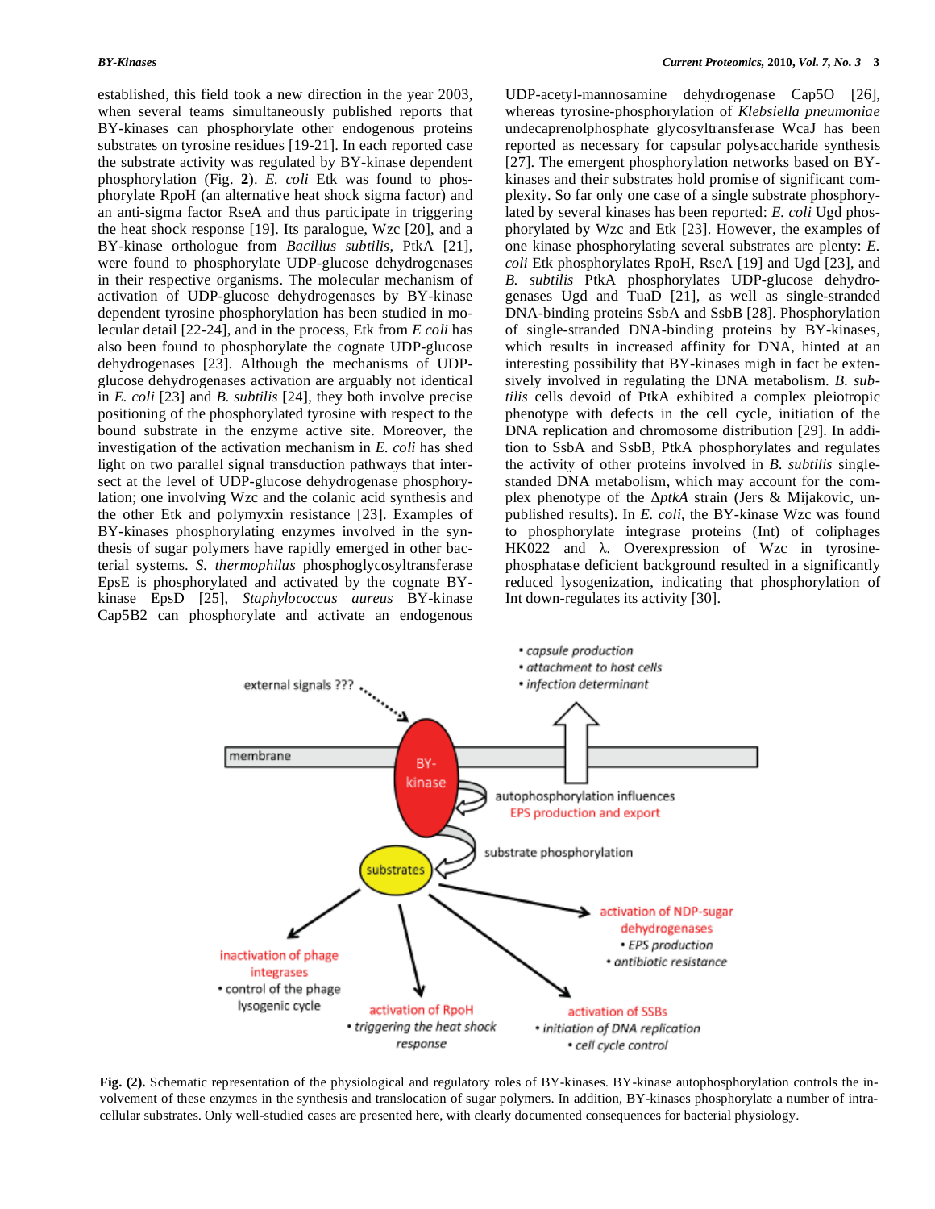established, this field took a new direction in the year 2003, when several teams simultaneously published reports that BY-kinases can phosphorylate other endogenous proteins substrates on tyrosine residues [19-21]. In each reported case the substrate activity was regulated by BY-kinase dependent phosphorylation (Fig. **2**). *E. coli* Etk was found to phosphorylate RpoH (an alternative heat shock sigma factor) and an anti-sigma factor RseA and thus participate in triggering the heat shock response [19]. Its paralogue, Wzc [20], and a BY-kinase orthologue from *Bacillus subtilis*, PtkA [21], were found to phosphorylate UDP-glucose dehydrogenases in their respective organisms. The molecular mechanism of activation of UDP-glucose dehydrogenases by BY-kinase dependent tyrosine phosphorylation has been studied in molecular detail [22-24], and in the process, Etk from *E coli* has also been found to phosphorylate the cognate UDP-glucose dehydrogenases [23]. Although the mechanisms of UDP-glucose dehydrogenases activation are arguably not identical in *E. coli* [23] and *B. subtilis* [24], they both involve precise positioning of the phosphorylated tyrosine with respect to the bound substrate in the enzyme active site. Moreover, the investigation of the activation mechanism in *E. coli* has shed light on two parallel signal transduction pathways that intersect at the level of UDP-glucose dehydrogenase phosphorylation; one involving Wzc and the colanic acid synthesis and the other Etk and polymyxin resistance [23]. Examples of BY-kinases phosphorylating enzymes involved in the synthesis of sugar polymers have rapidly emerged in other bacterial systems. *S. thermophilus* phosphoglycosyltransferase EpsE is phosphorylated and activated by the cognate BY-kinase EpsD [25], *Staphylococcus aureus* BY-kinase Cap5B2 can phosphorylate and activate an endogenous UDP-acetyl-mannosamine dehydrogenase Cap5O [26], whereas tyrosine-phosphorylation of *Klebsiella pneumoniae* undecaprenolphosphate glycosyltransferase WcaJ has been reported as necessary for capsular polysaccharide synthesis [27]. The emergent phosphorylation networks based on BY-kinases and their substrates hold promise of significant complexity. So far only one case of a single substrate phosphorylated by several kinases has been reported: *E. coli* Ugd phosphorylated by Wzc and Etk [23]. However, the examples of one kinase phosphorylating several substrates are plenty: *E. coli* Etk phosphorylates RpoH, RseA [19] and Ugd [23], and *B. subtilis* PtkA phosphorylates UDP-glucose dehydrogenases Ugd and TuaD [21], as well as single-stranded DNA-binding proteins SsbA and SsbB [28]. Phosphorylation of single-stranded DNA-binding proteins by BY-kinases, which results in increased affinity for DNA, hinted at an interesting possibility that BY-kinases migh in fact be extensively involved in regulating the DNA metabolism. *B. subtilis* cells devoid of PtkA exhibited a complex pleiotropic phenotype with defects in the cell cycle, initiation of the DNA replication and chromosome distribution [29]. In addition to SsbA and SsbB, PtkA phosphorylates and regulates the activity of other proteins involved in *B. subtilis* single-standed DNA metabolism, which may account for the complex phenotype of the Δ*ptkA* strain (Jers & Mijakovic, unpublished results). In *E. coli*, the BY-kinase Wzc was found to phosphorylate integrase proteins (Int) of coliphages HK022 and λ. Overexpression of Wzc in tyrosine-phosphatase deficient background resulted in a significantly reduced lysogenization, indicating that phosphorylation of Int down-regulates its activity [30].

**Fig. (2).** Schematic representation of the physiological and regulatory roles of BY-kinases. BY-kinase autophosphorylation controls the involvement of these enzymes in the synthesis and translocation of sugar polymers. In addition, BY-kinases phosphorylate a number of intracellular substrates. Only well-studied cases are presented here, with clearly documented consequences for bacterial physiology.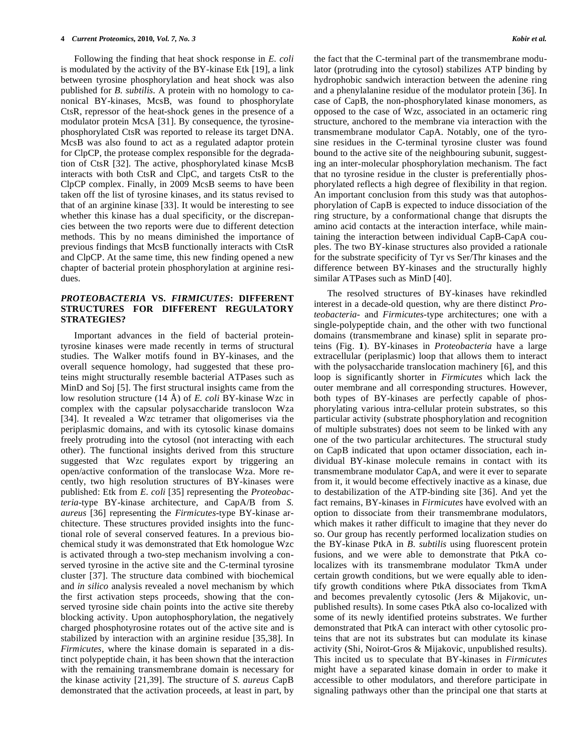Following the finding that heat shock response in *E. coli* is modulated by the activity of the BY-kinase Etk [19], a link between tyrosine phosphorylation and heat shock was also published for *B. subtilis*. A protein with no homology to canonical BY-kinases, McsB, was found to phosphorylate CtsR, repressor of the heat-shock genes in the presence of a modulator protein McsA [31]. By consequence, the tyrosine-phosphorylated CtsR was reported to release its target DNA. McsB was also found to act as a regulated adaptor protein for ClpCP, the protease complex responsible for the degradation of CtsR [32]. The active, phosphorylated kinase McsB interacts with both CtsR and ClpC, and targets CtsR to the ClpCP complex. Finally, in 2009 McsB seems to have been taken off the list of tyrosine kinases, and its status revised to that of an arginine kinase [33]. It would be interesting to see whether this kinase has a dual specificity, or the discrepancies between the two reports were due to different detection methods. This by no means diminished the importance of previous findings that McsB functionally interacts with CtsR and ClpCP. At the same time, this new finding opened a new chapter of bacterial protein phosphorylation at arginine residues.

## *PROTEOBACTERIA* VS. *FIRMICUTES*: DIFFERENT STRUCTURES FOR DIFFERENT REGULATORY STRATEGIES?

Important advances in the field of bacterial protein-tyrosine kinases were made recently in terms of structural studies. The Walker motifs found in BY-kinases, and the overall sequence homology, had suggested that these proteins might structurally resemble bacterial ATPases such as MinD and Soj [5]. The first structural insights came from the low resolution structure (14 Å) of *E. coli* BY-kinase Wzc in complex with the capsular polysaccharide translocon Wza [34]. It revealed a Wzc tetramer that oligomerises via the periplasmic domains, and with its cytosolic kinase domains freely protruding into the cytosol (not interacting with each other). The functional insights derived from this structure suggested that Wzc regulates export by triggering an open/active conformation of the translocase Wza. More recently, two high resolution structures of BY-kinases were published: Etk from *E. coli* [35] representing the *Proteobacteria*-type BY-kinase architecture, and CapA/B from *S. aureus* [36] representing the *Firmicutes*-type BY-kinase architecture. These structures provided insights into the functional role of several conserved features. In a previous biochemical study it was demonstrated that Etk homologue Wzc is activated through a two-step mechanism involving a conserved tyrosine in the active site and the C-terminal tyrosine cluster [37]. The structure data combined with biochemical and *in silico* analysis revealed a novel mechanism by which the first activation steps proceeds, showing that the conserved tyrosine side chain points into the active site thereby blocking activity. Upon autophosphorylation, the negatively charged phosphotyrosine rotates out of the active site and is stabilized by interaction with an arginine residue [35,38]. In *Firmicutes*, where the kinase domain is separated in a distinct polypeptide chain, it has been shown that the interaction with the remaining transmembrane domain is necessary for the kinase activity [21,39]. The structure of *S. aureus* CapB demonstrated that the activation proceeds, at least in part, by the fact that the C-terminal part of the transmembrane modulator (protruding into the cytosol) stabilizes ATP binding by hydrophobic sandwich interaction between the adenine ring and a phenylalanine residue of the modulator protein [36]. In case of CapB, the non-phosphorylated kinase monomers, as opposed to the case of Wzc, associated in an octameric ring structure, anchored to the membrane via interaction with the transmembrane modulator CapA. Notably, one of the tyrosine residues in the C-terminal tyrosine cluster was found bound to the active site of the neighbouring subunit, suggesting an inter-molecular phosphorylation mechanism. The fact that no tyrosine residue in the cluster is preferentially phosphorylated reflects a high degree of flexibility in that region. An important conclusion from this study was that autophosphorylation of CapB is expected to induce dissociation of the ring structure, by a conformational change that disrupts the amino acid contacts at the interaction interface, while maintaining the interaction between individual CapB-CapA couples. The two BY-kinase structures also provided a rationale for the substrate specificity of Tyr vs Ser/Thr kinases and the difference between BY-kinases and the structurally highly similar ATPases such as MinD [40].

The resolved structures of BY-kinases have rekindled interest in a decade-old question, why are there distinct *Proteobacteria*- and *Firmicutes*-type architectures; one with a single-polypeptide chain, and the other with two functional domains (transmembrane and kinase) split in separate proteins (Fig. **1**). BY-kinases in *Proteobacteria* have a large extracellular (periplasmic) loop that allows them to interact with the polysaccharide translocation machinery [6], and this loop is significantly shorter in *Firmicutes* which lack the outer membrane and all corresponding structures. However, both types of BY-kinases are perfectly capable of phosphorylating various intra-cellular protein substrates, so this particular activity (substrate phosphorylation and recognition of multiple substrates) does not seem to be linked with any one of the two particular architectures. The structural study on CapB indicated that upon octamer dissociation, each individual BY-kinase molecule remains in contact with its transmembrane modulator CapA, and were it ever to separate from it, it would become effectively inactive as a kinase, due to destabilization of the ATP-binding site [36]. And yet the fact remains, BY-kinases in *Firmicutes* have evolved with an option to dissociate from their transmembrane modulators, which makes it rather difficult to imagine that they never do so. Our group has recently performed localization studies on the BY-kinase PtkA in *B. subtilis* using fluorescent protein fusions, and we were able to demonstrate that PtkA co-localizes with its transmembrane modulator TkmA under certain growth conditions, but we were equally able to identify growth conditions where PtkA dissociates from TkmA and becomes prevalently cytosolic (Jers & Mijakovic, unpublished results). In some cases PtkA also co-localized with some of its newly identified proteins substrates. We further demonstrated that PtkA can interact with other cytosolic proteins that are not its substrates but can modulate its kinase activity (Shi, Noirot-Gros & Mijakovic, unpublished results). This incited us to speculate that BY-kinases in *Firmicutes* might have a separated kinase domain in order to make it accessible to other modulators, and therefore participate in signaling pathways other than the principal one that starts at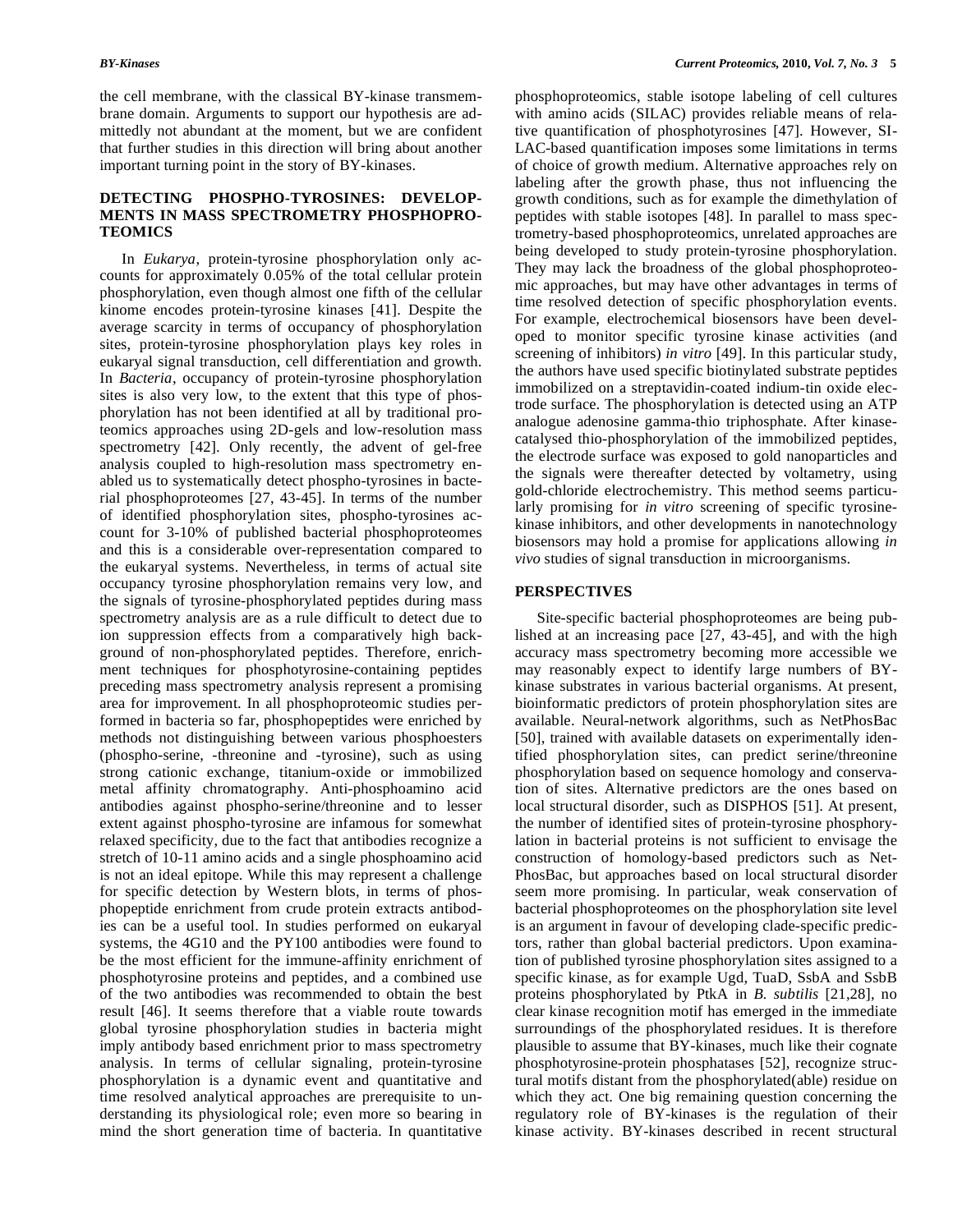the cell membrane, with the classical BY-kinase transmembrane domain. Arguments to support our hypothesis are admittedly not abundant at the moment, but we are confident that further studies in this direction will bring about another important turning point in the story of BY-kinases.

## DETECTING PHOSPHO-TYROSINES: DEVELOPMENTS IN MASS SPECTROMETRY PHOSPHOPROTEOMICS

In *Eukarya*, protein-tyrosine phosphorylation only accounts for approximately 0.05% of the total cellular protein phosphorylation, even though almost one fifth of the cellular kinome encodes protein-tyrosine kinases [41]. Despite the average scarcity in terms of occupancy of phosphorylation sites, protein-tyrosine phosphorylation plays key roles in eukaryal signal transduction, cell differentiation and growth. In *Bacteria*, occupancy of protein-tyrosine phosphorylation sites is also very low, to the extent that this type of phosphorylation has not been identified at all by traditional proteomics approaches using 2D-gels and low-resolution mass spectrometry [42]. Only recently, the advent of gel-free analysis coupled to high-resolution mass spectrometry enabled us to systematically detect phospho-tyrosines in bacterial phosphoproteomes [27, 43-45]. In terms of the number of identified phosphorylation sites, phospho-tyrosines account for 3-10% of published bacterial phosphoproteomes and this is a considerable over-representation compared to the eukaryal systems. Nevertheless, in terms of actual site occupancy tyrosine phosphorylation remains very low, and the signals of tyrosine-phosphorylated peptides during mass spectrometry analysis are as a rule difficult to detect due to ion suppression effects from a comparatively high background of non-phosphorylated peptides. Therefore, enrichment techniques for phosphotyrosine-containing peptides preceding mass spectrometry analysis represent a promising area for improvement. In all phosphoproteomic studies performed in bacteria so far, phosphopeptides were enriched by methods not distinguishing between various phosphoesters (phospho-serine, -threonine and -tyrosine), such as using strong cationic exchange, titanium-oxide or immobilized metal affinity chromatography. Anti-phosphoamino acid antibodies against phospho-serine/threonine and to lesser extent against phospho-tyrosine are infamous for somewhat relaxed specificity, due to the fact that antibodies recognize a stretch of 10-11 amino acids and a single phosphoamino acid is not an ideal epitope. While this may represent a challenge for specific detection by Western blots, in terms of phosphopeptide enrichment from crude protein extracts antibodies can be a useful tool. In studies performed on eukaryal systems, the 4G10 and the PY100 antibodies were found to be the most efficient for the immune-affinity enrichment of phosphotyrosine proteins and peptides, and a combined use of the two antibodies was recommended to obtain the best result [46]. It seems therefore that a viable route towards global tyrosine phosphorylation studies in bacteria might imply antibody based enrichment prior to mass spectrometry analysis. In terms of cellular signaling, protein-tyrosine phosphorylation is a dynamic event and quantitative and time resolved analytical approaches are prerequisite to understanding its physiological role; even more so bearing in mind the short generation time of bacteria. In quantitative phosphoproteomics, stable isotope labeling of cell cultures with amino acids (SILAC) provides reliable means of relative quantification of phosphotyrosines [47]. However, SILAC-based quantification imposes some limitations in terms of choice of growth medium. Alternative approaches rely on labeling after the growth phase, thus not influencing the growth conditions, such as for example the dimethylation of peptides with stable isotopes [48]. In parallel to mass spectrometry-based phosphoproteomics, unrelated approaches are being developed to study protein-tyrosine phosphorylation. They may lack the broadness of the global phosphoproteomic approaches, but may have other advantages in terms of time resolved detection of specific phosphorylation events. For example, electrochemical biosensors have been developed to monitor specific tyrosine kinase activities (and screening of inhibitors) *in vitro* [49]. In this particular study, the authors have used specific biotinylated substrate peptides immobilized on a streptavidin-coated indium-tin oxide electrode surface. The phosphorylation is detected using an ATP analogue adenosine gamma-thio triphosphate. After kinase-catalysed thio-phosphorylation of the immobilized peptides, the electrode surface was exposed to gold nanoparticles and the signals were thereafter detected by voltametry, using gold-chloride electrochemistry. This method seems particularly promising for *in vitro* screening of specific tyrosine-kinase inhibitors, and other developments in nanotechnology biosensors may hold a promise for applications allowing *in vivo* studies of signal transduction in microorganisms.

## PERSPECTIVES

Site-specific bacterial phosphoproteomes are being published at an increasing pace [27, 43-45], and with the high accuracy mass spectrometry becoming more accessible we may reasonably expect to identify large numbers of BY-kinase substrates in various bacterial organisms. At present, bioinformatic predictors of protein phosphorylation sites are available. Neural-network algorithms, such as NetPhosBac [50], trained with available datasets on experimentally identified phosphorylation sites, can predict serine/threonine phosphorylation based on sequence homology and conservation of sites. Alternative predictors are the ones based on local structural disorder, such as DISPHOS [51]. At present, the number of identified sites of protein-tyrosine phosphorylation in bacterial proteins is not sufficient to envisage the construction of homology-based predictors such as NetPhosBac, but approaches based on local structural disorder seem more promising. In particular, weak conservation of bacterial phosphoproteomes on the phosphorylation site level is an argument in favour of developing clade-specific predictors, rather than global bacterial predictors. Upon examination of published tyrosine phosphorylation sites assigned to a specific kinase, as for example Ugd, TuaD, SsbA and SsbB proteins phosphorylated by PtkA in *B. subtilis* [21,28], no clear kinase recognition motif has emerged in the immediate surroundings of the phosphorylated residues. It is therefore plausible to assume that BY-kinases, much like their cognate phosphotyrosine-protein phosphatases [52], recognize structural motifs distant from the phosphorylated(able) residue on which they act. One big remaining question concerning the regulatory role of BY-kinases is the regulation of their kinase activity. BY-kinases described in recent structural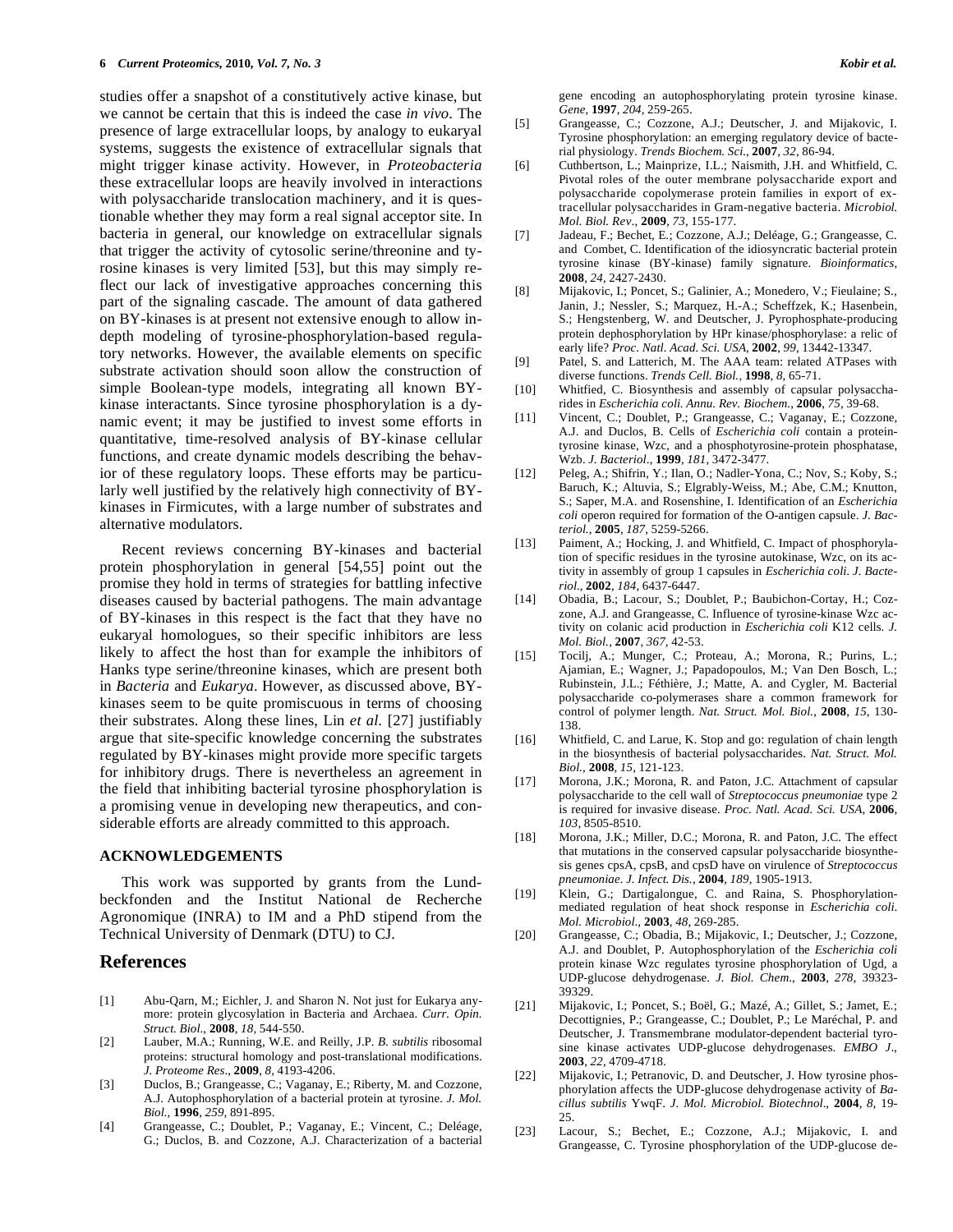studies offer a snapshot of a constitutively active kinase, but we cannot be certain that this is indeed the case *in vivo*. The presence of large extracellular loops, by analogy to eukaryal systems, suggests the existence of extracellular signals that might trigger kinase activity. However, in *Proteobacteria* these extracellular loops are heavily involved in interactions with polysaccharide translocation machinery, and it is questionable whether they may form a real signal acceptor site. In bacteria in general, our knowledge on extracellular signals that trigger the activity of cytosolic serine/threonine and tyrosine kinases is very limited [53], but this may simply reflect our lack of investigative approaches concerning this part of the signaling cascade. The amount of data gathered on BY-kinases is at present not extensive enough to allow in-depth modeling of tyrosine-phosphorylation-based regulatory networks. However, the available elements on specific substrate activation should soon allow the construction of simple Boolean-type models, integrating all known BY-kinase interactants. Since tyrosine phosphorylation is a dynamic event; it may be justified to invest some efforts in quantitative, time-resolved analysis of BY-kinase cellular functions, and create dynamic models describing the behavior of these regulatory loops. These efforts may be particularly well justified by the relatively high connectivity of BY-kinases in Firmicutes, with a large number of substrates and alternative modulators.

Recent reviews concerning BY-kinases and bacterial protein phosphorylation in general [54,55] point out the promise they hold in terms of strategies for battling infective diseases caused by bacterial pathogens. The main advantage of BY-kinases in this respect is the fact that they have no eukaryal homologues, so their specific inhibitors are less likely to affect the host than for example the inhibitors of Hanks type serine/threonine kinases, which are present both in *Bacteria* and *Eukarya*. However, as discussed above, BY-kinases seem to be quite promiscuous in terms of choosing their substrates. Along these lines, Lin *et al*. [27] justifiably argue that site-specific knowledge concerning the substrates regulated by BY-kinases might provide more specific targets for inhibitory drugs. There is nevertheless an agreement in the field that inhibiting bacterial tyrosine phosphorylation is a promising venue in developing new therapeutics, and considerable efforts are already committed to this approach.

## ACKNOWLEDGEMENTS

This work was supported by grants from the Lundbeckfonden and the Institut National de Recherche Agronomique (INRA) to IM and a PhD stipend from the Technical University of Denmark (DTU) to CJ.

## References

[1] Abu-Qarn, M.; Eichler, J. and Sharon N. Not just for Eukarya anymore: protein glycosylation in Bacteria and Archaea. *Curr. Opin. Struct. Biol.*, **2008**, *18*, 544-550.

[2] Lauber, M.A.; Running, W.E. and Reilly, J.P. *B. subtilis* ribosomal proteins: structural homology and post-translational modifications. *J. Proteome Res*., **2009**, *8*, 4193-4206.

[3] Duclos, B.; Grangeasse, C.; Vaganay, E.; Riberty, M. and Cozzone, A.J. Autophosphorylation of a bacterial protein at tyrosine. *J. Mol. Biol.*, **1996**, *259*, 891-895.

[4] Grangeasse, C.; Doublet, P.; Vaganay, E.; Vincent, C.; Deléage, G.; Duclos, B. and Cozzone, A.J. Characterization of a bacterial gene encoding an autophosphorylating protein tyrosine kinase. *Gene*, **1997**, *204*, 259-265.

[5] Grangeasse, C.; Cozzone, A.J.; Deutscher, J. and Mijakovic, I. Tyrosine phosphorylation: an emerging regulatory device of bacterial physiology. *Trends Biochem. Sci.*, **2007**, *32*, 86-94.

[6] Cuthbertson, L.; Mainprize, I.L.; Naismith, J.H. and Whitfield, C. Pivotal roles of the outer membrane polysaccharide export and polysaccharide copolymerase protein families in export of extracellular polysaccharides in Gram-negative bacteria. *Microbiol. Mol. Biol. Rev*., **2009**, *73*, 155-177.

[7] Jadeau, F.; Bechet, E.; Cozzone, A.J.; Deléage, G.; Grangeasse, C. and Combet, C. Identification of the idiosyncratic bacterial protein tyrosine kinase (BY-kinase) family signature. *Bioinformatics*, **2008**, *24*, 2427-2430.

[8] Mijakovic, I.; Poncet, S.; Galinier, A.; Monedero, V.; Fieulaine; S., Janin, J.; Nessler, S.; Marquez, H.-A.; Scheffzek, K.; Hasenbein, S.; Hengstenberg, W. and Deutscher, J. Pyrophosphate-producing protein dephosphorylation by HPr kinase/phosphorylase: a relic of early life? *Proc. Natl. Acad. Sci. USA*, **2002**, *99*, 13442-13347.

[9] Patel, S. and Latterich, M. The AAA team: related ATPases with diverse functions. *Trends Cell. Biol.*, **1998**, *8*, 65-71.

[10] Whitfied, C. Biosynthesis and assembly of capsular polysaccharides in *Escherichia coli. Annu. Rev. Biochem.*, **2006**, *75*, 39-68.

[11] Vincent, C.; Doublet, P.; Grangeasse, C.; Vaganay, E.; Cozzone, A.J. and Duclos, B. Cells of *Escherichia coli* contain a protein-tyrosine kinase, Wzc, and a phosphotyrosine-protein phosphatase, Wzb. *J. Bacteriol*., **1999**, *181*, 3472-3477.

[12] Peleg, A.; Shifrin, Y.; Ilan, O.; Nadler-Yona, C.; Nov, S.; Koby, S.; Baruch, K.; Altuvia, S.; Elgrably-Weiss, M.; Abe, C.M.; Knutton, S.; Saper, M.A. and Rosenshine, I. Identification of an *Escherichia coli* operon required for formation of the O-antigen capsule. *J. Bacteriol.*, **2005**, *187*, 5259-5266.

[13] Paiment, A.; Hocking, J. and Whitfield, C. Impact of phosphorylation of specific residues in the tyrosine autokinase, Wzc, on its activity in assembly of group 1 capsules in *Escherichia coli*. *J. Bacteriol*., **2002**, *184*, 6437-6447.

[14] Obadia, B.; Lacour, S.; Doublet, P.; Baubichon-Cortay, H.; Cozzone, A.J. and Grangeasse, C. Influence of tyrosine-kinase Wzc activity on colanic acid production in *Escherichia coli* K12 cells. *J. Mol. Biol.*, **2007**, *367*, 42-53.

[15] Tocilj, A.; Munger, C.; Proteau, A.; Morona, R.; Purins, L.; Ajamian, E.; Wagner, J.; Papadopoulos, M.; Van Den Bosch, L.; Rubinstein, J.L.; Féthière, J.; Matte, A. and Cygler, M. Bacterial polysaccharide co-polymerases share a common framework for control of polymer length. *Nat. Struct. Mol. Biol.*, **2008**, *15*, 130-138.

[16] Whitfield, C. and Larue, K. Stop and go: regulation of chain length in the biosynthesis of bacterial polysaccharides. *Nat. Struct. Mol. Biol.*, **2008**, *15*, 121-123.

[17] Morona, J.K.; Morona, R. and Paton, J.C. Attachment of capsular polysaccharide to the cell wall of *Streptococcus pneumoniae* type 2 is required for invasive disease. *Proc. Natl. Acad. Sci. USA*, **2006**, *103*, 8505-8510.

[18] Morona, J.K.; Miller, D.C.; Morona, R. and Paton, J.C. The effect that mutations in the conserved capsular polysaccharide biosynthesis genes cpsA, cpsB, and cpsD have on virulence of *Streptococcus pneumoniae*. *J. Infect. Dis.*, **2004**, *189*, 1905-1913.

[19] Klein, G.; Dartigalongue, C. and Raina, S. Phosphorylation-mediated regulation of heat shock response in *Escherichia coli*. *Mol. Microbiol*., **2003**, *48*, 269-285.

[20] Grangeasse, C.; Obadia, B.; Mijakovic, I.; Deutscher, J.; Cozzone, A.J. and Doublet, P. Autophosphorylation of the *Escherichia coli* protein kinase Wzc regulates tyrosine phosphorylation of Ugd, a UDP-glucose dehydrogenase. *J. Biol. Chem*., **2003**, *278*, 39323-39329.

[21] Mijakovic, I.; Poncet, S.; Boël, G.; Mazé, A.; Gillet, S.; Jamet, E.; Decottignies, P.; Grangeasse, C.; Doublet, P.; Le Maréchal, P. and Deutscher, J. Transmembrane modulator-dependent bacterial tyrosine kinase activates UDP-glucose dehydrogenases. *EMBO J*., **2003**, *22*, 4709-4718.

[22] Mijakovic, I.; Petranovic, D. and Deutscher, J. How tyrosine phosphorylation affects the UDP-glucose dehydrogenase activity of *Bacillus subtilis* YwqF. *J. Mol. Microbiol. Biotechnol*., **2004**, *8*, 19-25.

[23] Lacour, S.; Bechet, E.; Cozzone, A.J.; Mijakovic, I. and Grangeasse, C. Tyrosine phosphorylation of the UDP-glucose de-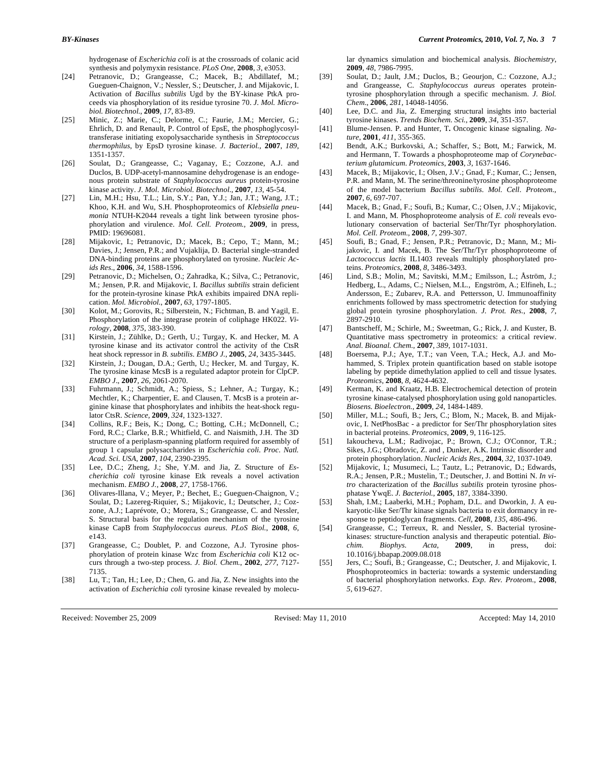hydrogenase of *Escherichia coli* is at the crossroads of colanic acid synthesis and polymyxin resistance. *PLoS One*, **2008**, *3*, e3053.

[24] Petranovic, D.; Grangeasse, C.; Macek, B.; Abdillatef, M.; Gueguen-Chaignon, V.; Nessler, S.; Deutscher, J. and Mijakovic, I. Activation of *Bacillus subtilis* Ugd by the BY-kinase PtkA proceeds via phosphorylation of its residue tyrosine 70. *J. Mol. Microbiol. Biotechnol.*, **2009**, *17*, 83-89.

[25] Minic, Z.; Marie, C.; Delorme, C.; Faurie, J.M.; Mercier, G.; Ehrlich, D. and Renault, P. Control of EpsE, the phosphoglycosyltransferase initiating exopolysaccharide synthesis in *Streptococcus thermophilus*, by EpsD tyrosine kinase. *J. Bacteriol.*, **2007**, *189*, 1351-1357.

[26] Soulat, D.; Grangeasse, C.; Vaganay, E.; Cozzone, A.J. and Duclos, B. UDP-acetyl-mannosamine dehydrogenase is an endogenous protein substrate of *Staphylococcus aureus* protein-tyrosine kinase activity. *J. Mol. Microbiol. Biotechnol.*, **2007**, *13*, 45-54.

[27] Lin, M.H.; Hsu, T.L.; Lin, S.Y.; Pan, Y.J.; Jan, J.T.; Wang, J.T.; Khoo, K.H. and Wu, S.H. Phosphoproteomics of *Klebsiella pneumonia* NTUH-K2044 reveals a tight link between tyrosine phosphorylation and virulence. *Mol. Cell. Proteom.*, **2009**, in press, PMID: 19696081.

[28] Mijakovic, I.; Petranovic, D.; Macek, B.; Cepo, T.; Mann, M.; Davies, J.; Jensen, P.R.; and Vujaklija, D. Bacterial single-stranded DNA-binding proteins are phosphorylated on tyrosine. *Nucleic Acids Res.*, **2006**, *34*, 1588-1596.

[29] Petranovic, D.; Michelsen, O.; Zahradka, K.; Silva, C.; Petranovic, M.; Jensen, P.R. and Mijakovic, I. *Bacillus subtilis* strain deficient for the protein-tyrosine kinase PtkA exhibits impaired DNA replication. *Mol. Microbiol.*, **2007**, *63*, 1797-1805.

[30] Kolot, M.; Gorovits, R.; Silberstein, N.; Fichtman, B. and Yagil, E. Phosphorylation of the integrase protein of coliphage HK022. *Virology*, **2008**, *375*, 383-390.

[31] Kirstein, J.; Zühlke, D.; Gerth, U.; Turgay, K. and Hecker, M. A tyrosine kinase and its activator control the activity of the CtsR heat shock repressor in *B. subtilis*. *EMBO J.*, **2005**, *24*, 3435-3445.

[32] Kirstein, J.; Dougan, D.A.; Gerth, U.; Hecker, M. and Turgay, K. The tyrosine kinase McsB is a regulated adaptor protein for ClpCP. *EMBO J*., **2007**, *26*, 2061-2070.

[33] Fuhrmann, J.; Schmidt, A.; Spiess, S.; Lehner, A.; Turgay, K.; Mechtler, K.; Charpentier, E. and Clausen, T. McsB is a protein arginine kinase that phosphorylates and inhibits the heat-shock regulator CtsR. *Science*, **2009**, *324*, 1323-1327.

[34] Collins, R.F.; Beis, K.; Dong, C.; Botting, C.H.; McDonnell, C.; Ford, R.C.; Clarke, B.R.; Whitfield, C. and Naismith, J.H. The 3D structure of a periplasm-spanning platform required for assembly of group 1 capsular polysaccharides in *Escherichia coli*. *Proc. Natl. Acad. Sci. USA*, **2007**, *104*, 2390-2395.

[35] Lee, D.C.; Zheng, J.; She, Y.M. and Jia, Z. Structure of *Escherichia coli* tyrosine kinase Etk reveals a novel activation mechanism. *EMBO J.*, **2008**, *27*, 1758-1766.

[36] Olivares-Illana, V.; Meyer, P.; Bechet, E.; Gueguen-Chaignon, V.; Soulat, D.; Lazereg-Riquier, S.; Mijakovic, I.; Deutscher, J.; Cozzone, A.J.; Laprévote, O.; Morera, S.; Grangeasse, C. and Nessler, S. Structural basis for the regulation mechanism of the tyrosine kinase CapB from *Staphylococcus aureus*. *PLoS Biol.*, **2008**, *6*, e143.

[37] Grangeasse, C.; Doublet, P. and Cozzone, A.J. Tyrosine phosphorylation of protein kinase Wzc from *Escherichia coli* K12 occurs through a two-step process. *J. Biol. Chem.*, **2002**, *277*, 7127-7135.

[38] Lu, T.; Tan, H.; Lee, D.; Chen, G. and Jia, Z. New insights into the activation of *Escherichia coli* tyrosine kinase revealed by molecular dynamics simulation and biochemical analysis. *Biochemistry*, **2009**, *48*, 7986-7995.

[39] Soulat, D.; Jault, J.M.; Duclos, B.; Geourjon, C.: Cozzone, A.J.; and Grangeasse, C. *Staphylococcus aureus* operates protein-tyrosine phosphorylation through a specific mechanism. *J. Biol. Chem.*, **2006**, *281*, 14048-14056.

[40] Lee, D.C. and Jia, Z. Emerging structural insights into bacterial tyrosine kinases. *Trends Biochem. Sci.*, **2009**, *34*, 351-357.

[41] Blume-Jensen. P. and Hunter, T**.** Oncogenic kinase signaling. *Nature*, **2001**, *411*, 355-365.

[42] Bendt, A.K.; Burkovski, A.; Schaffer, S.; Bott, M.; Farwick, M. and Hermann, T. Towards a phosphoproteome map of *Corynebacterium glutamicum*. *Proteomics*, **2003**, *3*, 1637-1646.

[43] Macek, B.; Mijakovic, I.; Olsen, J.V.; Gnad, F.; Kumar, C.; Jensen, P.R. and Mann, M. The serine/threonine/tyrosine phosphoproteome of the model bacterium *Bacillus subtilis*. *Mol. Cell. Proteom.*, **2007**, *6*, 697-707.

[44] Macek, B.; Gnad, F.; Soufi, B.; Kumar, C.; Olsen, J.V.; Mijakovic, I. and Mann, M. Phosphoproteome analysis of *E. coli* reveals evolutionary conservation of bacterial Ser/Thr/Tyr phosphorylation. *Mol. Cell. Proteom*., **2008**, *7*, 299-307.

[45] Soufi, B.; Gnad, F.; Jensen, P.R.; Petranovic, D.; Mann, M.; Mijakovic, I. and Macek, B. The Ser/Thr/Tyr phosphoproteome of *Lactococcus lactis* IL1403 reveals multiply phosphorylated proteins. *Proteomics*, **2008**, *8*, 3486-3493.

[46] Lind, S.B.; Molin, M.; Savitski, M.M.; Emilsson, L.; Åström, J.; Hedberg, L., Adams, C.; Nielsen, M.L., Engström, A.; Elfineh, L.; Andersson, E.; Zubarev, R.A. and Pettersson, U. Immunoaffinity enrichments followed by mass spectrometric detection for studying global protein tyrosine phosphorylation. *J. Prot. Res.*, **2008**, *7*, 2897-2910.

[47] Bantscheff, M.; Schirle, M.; Sweetman, G.; Rick, J. and Kuster, B. Quantitative mass spectrometry in proteomics: a critical review. *Anal. Bioanal. Chem.*, **2007**, *389*, 1017-1031.

[48] Boersema, P.J.; Aye, T.T.; van Veen, T.A.; Heck, A.J. and Mohammed, S. Triplex protein quantification based on stable isotope labeling by peptide dimethylation applied to cell and tissue lysates. *Proteomics*, **2008**, *8*, 4624-4632.

[49] Kerman, K. and Kraatz, H.B. Electrochemical detection of protein tyrosine kinase-catalysed phosphorylation using gold nanoparticles. *Biosens. Bioelectron.*, **2009**, *24*, 1484-1489.

[50] Miller, M.L.; Soufi, B.; Jers, C.; Blom, N.; Macek, B. and Mijakovic, I. NetPhosBac - a predictor for Ser/Thr phosphorylation sites in bacterial proteins. *Proteomics*, **2009**, 9, 116-125.

[51] Iakoucheva, L.M.; Radivojac, P.; Brown, C.J.; O'Connor, T.R.; Sikes, J.G.; Obradovic, Z. and , Dunker, A.K. Intrinsic disorder and protein phosphorylation. *Nucleic Acids Res.*, **2004**, *32*, 1037-1049.

[52] Mijakovic, I.; Musumeci, L.; Tautz, L.; Petranovic, D.; Edwards, R.A.; Jensen, P.R.; Mustelin, T.; Deutscher, J. and Bottini N. *In vitro* characterization of the *Bacillus subtilis* protein tyrosine phosphatase YwqE. *J. Bacteriol.*, **2005**, 187, 3384-3390.

[53] Shah, I.M.; Laaberki, M.H.; Popham, D.L. and Dworkin, J. A eukaryotic-like Ser/Thr kinase signals bacteria to exit dormancy in response to peptidoglycan fragments. *Cell*, **2008**, *135*, 486-496.

[54] Grangeasse, C.; Terreux, R. and Nessler, S. Bacterial tyrosine-kinases: structure-function analysis and therapeutic potential. *Biochim. Biophys. Acta*, **2009**, in press, doi: 10.1016/j.bbapap.2009.08.018

[55] Jers, C.; Soufi, B.; Grangeasse, C.; Deutscher, J. and Mijakovic, I. Phosphoproteomics in bacteria: towards a systemic understanding of bacterial phosphorylation networks. *Exp. Rev. Proteom.*, **2008**, *5*, 619-627.

Received: November 25, 2009 Revised: May 11, 2010 Accepted: May 14, 2010